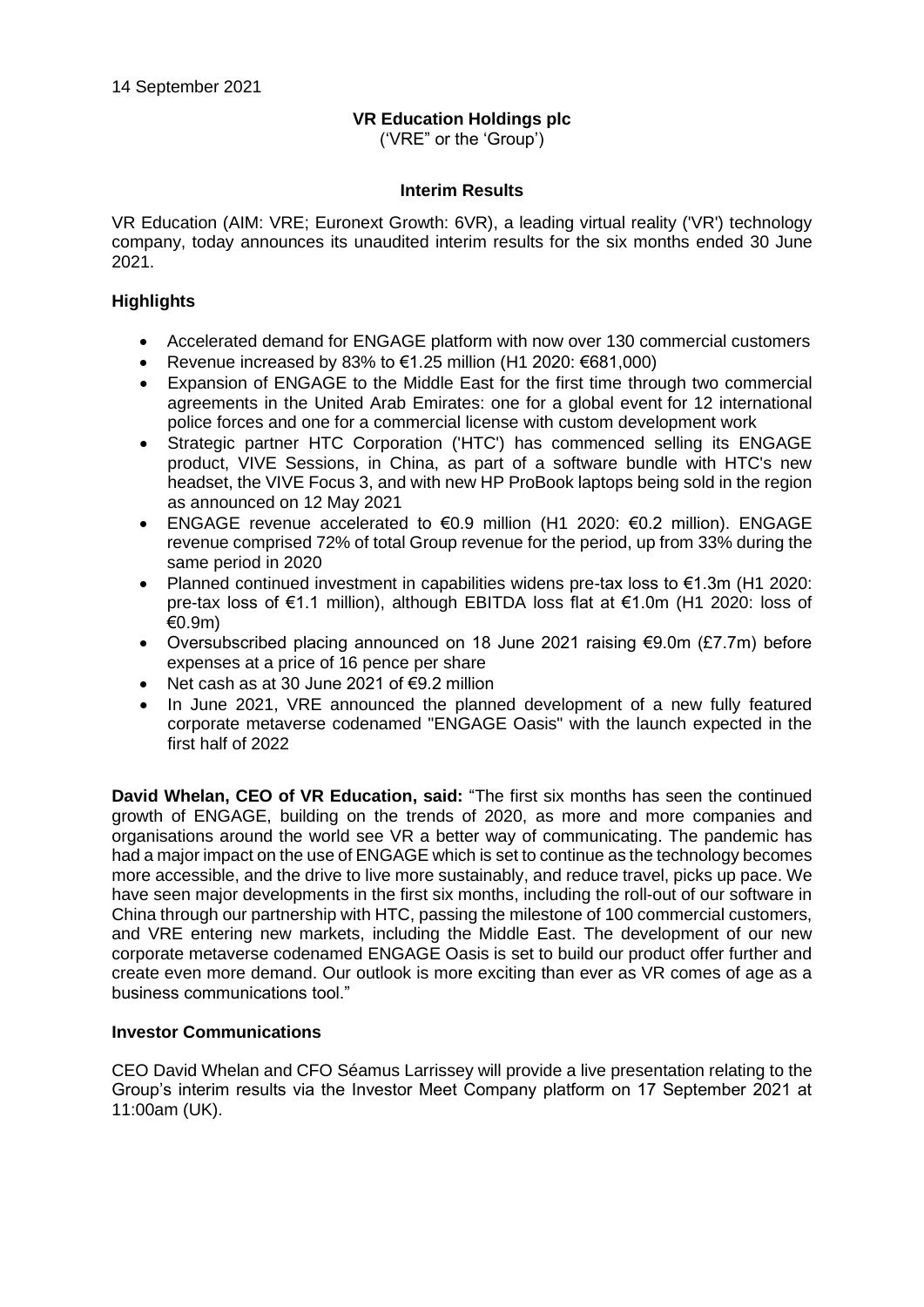14 September 2021

**VR Education Holdings plc**

('VRE" or the 'Group')

**Interim Results**

VR Education (AIM: VRE; Euronext Growth: 6VR), a leading virtual reality ('VR') technology company, today announces its unaudited interim results for the six months ended 30 June 2021.

## Highlights

- Accelerated demand for ENGAGE platform with now over 130 commercial customers
- Revenue increased by 83% to €1.25 million (H1 2020: €681,000)
- Expansion of ENGAGE to the Middle East for the first time through two commercial agreements in the United Arab Emirates: one for a global event for 12 international police forces and one for a commercial license with custom development work
- Strategic partner HTC Corporation ('HTC') has commenced selling its ENGAGE product, VIVE Sessions, in China, as part of a software bundle with HTC's new headset, the VIVE Focus 3, and with new HP ProBook laptops being sold in the region as announced on 12 May 2021
- ENGAGE revenue accelerated to €0.9 million (H1 2020: €0.2 million). ENGAGE revenue comprised 72% of total Group revenue for the period, up from 33% during the same period in 2020
- Planned continued investment in capabilities widens pre-tax loss to €1.3m (H1 2020: pre-tax loss of €1.1 million), although EBITDA loss flat at €1.0m (H1 2020: loss of €0.9m)
- Oversubscribed placing announced on 18 June 2021 raising €9.0m (£7.7m) before expenses at a price of 16 pence per share
- Net cash as at 30 June 2021 of €9.2 million
- In June 2021, VRE announced the planned development of a new fully featured corporate metaverse codenamed "ENGAGE Oasis" with the launch expected in the first half of 2022

**David Whelan, CEO of VR Education, said:** "The first six months has seen the continued growth of ENGAGE, building on the trends of 2020, as more and more companies and organisations around the world see VR a better way of communicating. The pandemic has had a major impact on the use of ENGAGE which is set to continue as the technology becomes more accessible, and the drive to live more sustainably, and reduce travel, picks up pace. We have seen major developments in the first six months, including the roll-out of our software in China through our partnership with HTC, passing the milestone of 100 commercial customers, and VRE entering new markets, including the Middle East. The development of our new corporate metaverse codenamed ENGAGE Oasis is set to build our product offer further and create even more demand. Our outlook is more exciting than ever as VR comes of age as a business communications tool."

## Investor Communications

CEO David Whelan and CFO Séamus Larrissey will provide a live presentation relating to the Group's interim results via the Investor Meet Company platform on 17 September 2021 at 11:00am (UK).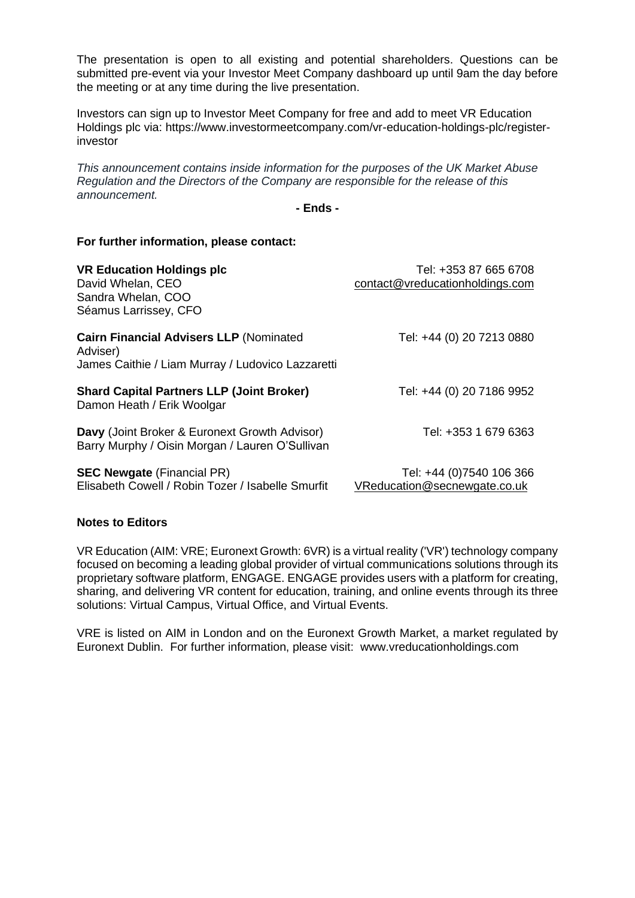The presentation is open to all existing and potential shareholders. Questions can be submitted pre-event via your Investor Meet Company dashboard up until 9am the day before the meeting or at any time during the live presentation.

Investors can sign up to Investor Meet Company for free and add to meet VR Education Holdings plc via: https://www.investormeetcompany.com/vr-education-holdings-plc/register-investor

*This announcement contains inside information for the purposes of the UK Market Abuse Regulation and the Directors of the Company are responsible for the release of this announcement.*

**- Ends -**

**For further information, please contact:**

| | |
|---|---|
| **VR Education Holdings plc**<br>David Whelan, CEO<br>Sandra Whelan, COO<br>Séamus Larrissey, CFO | Tel: +353 87 665 6708<br>contact@vreducationholdings.com |
| **Cairn Financial Advisers LLP** (Nominated Adviser)<br>James Caithie / Liam Murray / Ludovico Lazzaretti | Tel: +44 (0) 20 7213 0880 |
| **Shard Capital Partners LLP (Joint Broker)**<br>Damon Heath / Erik Woolgar | Tel: +44 (0) 20 7186 9952 |
| **Davy** (Joint Broker & Euronext Growth Advisor)<br>Barry Murphy / Oisin Morgan / Lauren O'Sullivan | Tel: +353 1 679 6363 |
| **SEC Newgate** (Financial PR)<br>Elisabeth Cowell / Robin Tozer / Isabelle Smurfit | Tel: +44 (0)7540 106 366<br>VReducation@secnewgate.co.uk |

**Notes to Editors**

VR Education (AIM: VRE; Euronext Growth: 6VR) is a virtual reality ('VR') technology company focused on becoming a leading global provider of virtual communications solutions through its proprietary software platform, ENGAGE. ENGAGE provides users with a platform for creating, sharing, and delivering VR content for education, training, and online events through its three solutions: Virtual Campus, Virtual Office, and Virtual Events.

VRE is listed on AIM in London and on the Euronext Growth Market, a market regulated by Euronext Dublin. For further information, please visit: www.vreducationholdings.com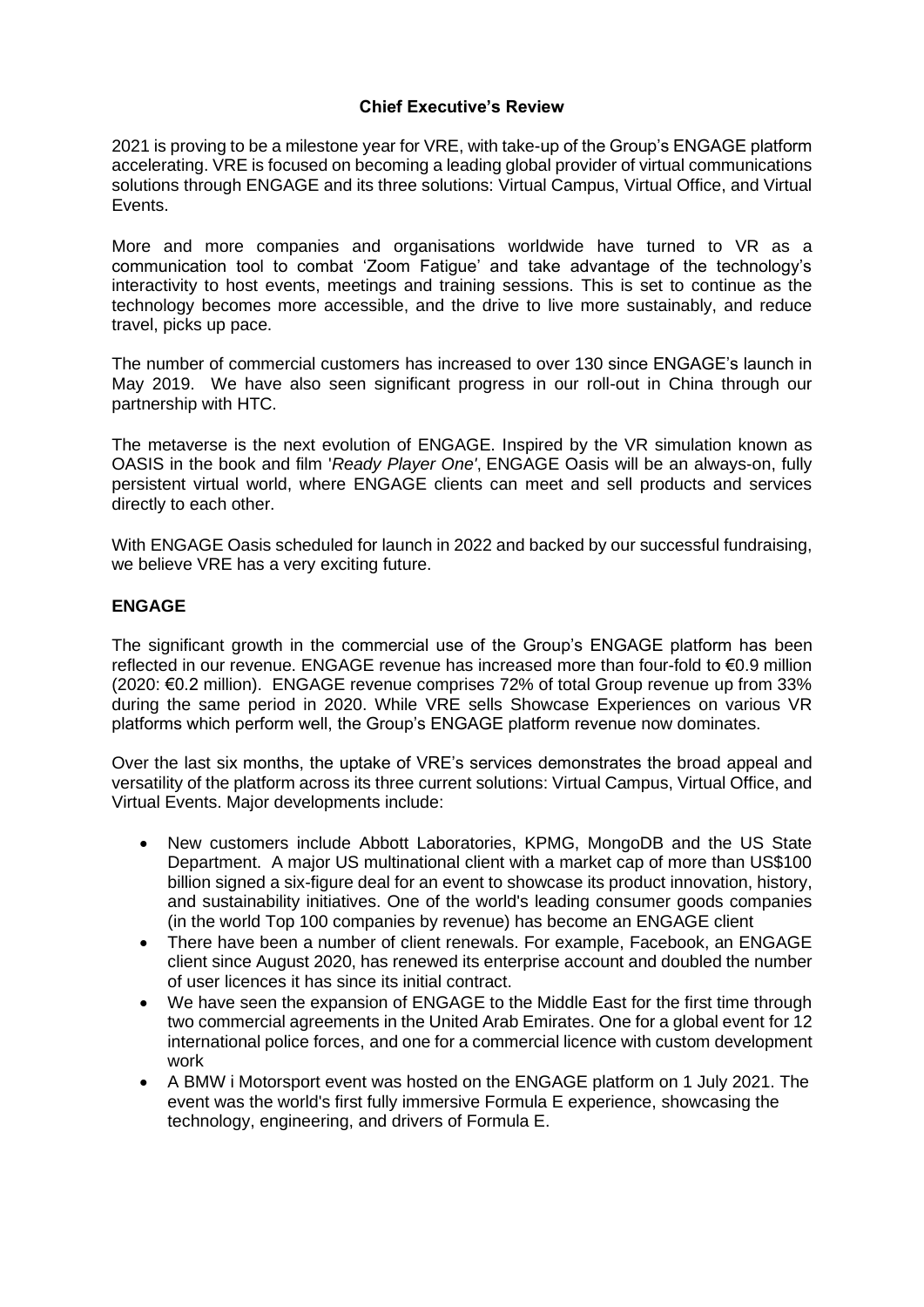## Chief Executive's Review

2021 is proving to be a milestone year for VRE, with take-up of the Group's ENGAGE platform accelerating. VRE is focused on becoming a leading global provider of virtual communications solutions through ENGAGE and its three solutions: Virtual Campus, Virtual Office, and Virtual Events.

More and more companies and organisations worldwide have turned to VR as a communication tool to combat 'Zoom Fatigue' and take advantage of the technology's interactivity to host events, meetings and training sessions. This is set to continue as the technology becomes more accessible, and the drive to live more sustainably, and reduce travel, picks up pace.

The number of commercial customers has increased to over 130 since ENGAGE's launch in May 2019. We have also seen significant progress in our roll-out in China through our partnership with HTC.

The metaverse is the next evolution of ENGAGE. Inspired by the VR simulation known as OASIS in the book and film '*Ready Player One*', ENGAGE Oasis will be an always-on, fully persistent virtual world, where ENGAGE clients can meet and sell products and services directly to each other.

With ENGAGE Oasis scheduled for launch in 2022 and backed by our successful fundraising, we believe VRE has a very exciting future.

### ENGAGE

The significant growth in the commercial use of the Group's ENGAGE platform has been reflected in our revenue. ENGAGE revenue has increased more than four-fold to €0.9 million (2020: €0.2 million). ENGAGE revenue comprises 72% of total Group revenue up from 33% during the same period in 2020. While VRE sells Showcase Experiences on various VR platforms which perform well, the Group's ENGAGE platform revenue now dominates.

Over the last six months, the uptake of VRE's services demonstrates the broad appeal and versatility of the platform across its three current solutions: Virtual Campus, Virtual Office, and Virtual Events. Major developments include:

- New customers include Abbott Laboratories, KPMG, MongoDB and the US State Department. A major US multinational client with a market cap of more than US$100 billion signed a six-figure deal for an event to showcase its product innovation, history, and sustainability initiatives. One of the world's leading consumer goods companies (in the world Top 100 companies by revenue) has become an ENGAGE client
- There have been a number of client renewals. For example, Facebook, an ENGAGE client since August 2020, has renewed its enterprise account and doubled the number of user licences it has since its initial contract.
- We have seen the expansion of ENGAGE to the Middle East for the first time through two commercial agreements in the United Arab Emirates. One for a global event for 12 international police forces, and one for a commercial licence with custom development work
- A BMW i Motorsport event was hosted on the ENGAGE platform on 1 July 2021. The event was the world's first fully immersive Formula E experience, showcasing the technology, engineering, and drivers of Formula E.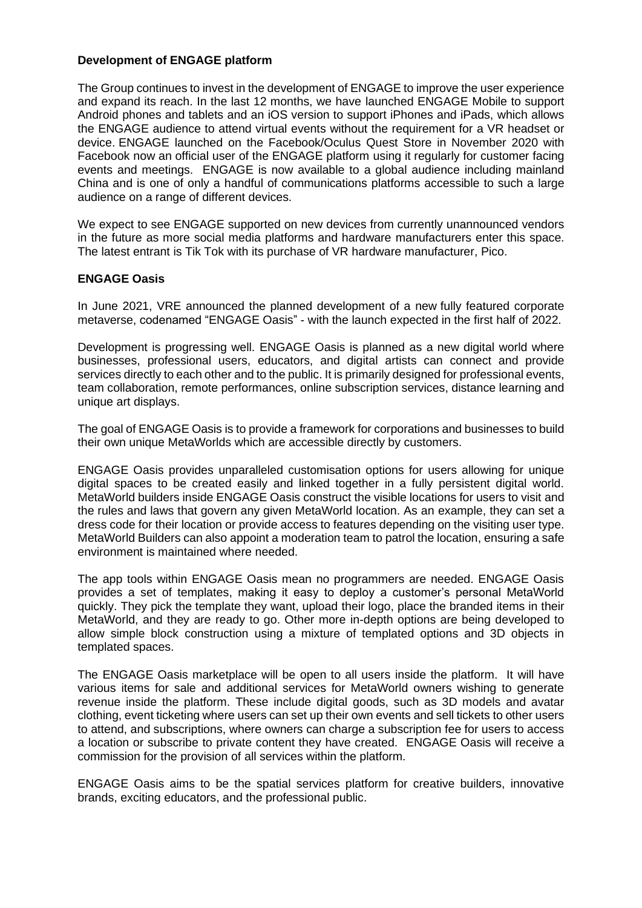**Development of ENGAGE platform**

The Group continues to invest in the development of ENGAGE to improve the user experience and expand its reach. In the last 12 months, we have launched ENGAGE Mobile to support Android phones and tablets and an iOS version to support iPhones and iPads, which allows the ENGAGE audience to attend virtual events without the requirement for a VR headset or device. ENGAGE launched on the Facebook/Oculus Quest Store in November 2020 with Facebook now an official user of the ENGAGE platform using it regularly for customer facing events and meetings. ENGAGE is now available to a global audience including mainland China and is one of only a handful of communications platforms accessible to such a large audience on a range of different devices.

We expect to see ENGAGE supported on new devices from currently unannounced vendors in the future as more social media platforms and hardware manufacturers enter this space. The latest entrant is Tik Tok with its purchase of VR hardware manufacturer, Pico.

**ENGAGE Oasis**

In June 2021, VRE announced the planned development of a new fully featured corporate metaverse, codenamed "ENGAGE Oasis" - with the launch expected in the first half of 2022.

Development is progressing well. ENGAGE Oasis is planned as a new digital world where businesses, professional users, educators, and digital artists can connect and provide services directly to each other and to the public. It is primarily designed for professional events, team collaboration, remote performances, online subscription services, distance learning and unique art displays.

The goal of ENGAGE Oasis is to provide a framework for corporations and businesses to build their own unique MetaWorlds which are accessible directly by customers.

ENGAGE Oasis provides unparalleled customisation options for users allowing for unique digital spaces to be created easily and linked together in a fully persistent digital world. MetaWorld builders inside ENGAGE Oasis construct the visible locations for users to visit and the rules and laws that govern any given MetaWorld location. As an example, they can set a dress code for their location or provide access to features depending on the visiting user type. MetaWorld Builders can also appoint a moderation team to patrol the location, ensuring a safe environment is maintained where needed.

The app tools within ENGAGE Oasis mean no programmers are needed. ENGAGE Oasis provides a set of templates, making it easy to deploy a customer's personal MetaWorld quickly. They pick the template they want, upload their logo, place the branded items in their MetaWorld, and they are ready to go. Other more in-depth options are being developed to allow simple block construction using a mixture of templated options and 3D objects in templated spaces.

The ENGAGE Oasis marketplace will be open to all users inside the platform. It will have various items for sale and additional services for MetaWorld owners wishing to generate revenue inside the platform. These include digital goods, such as 3D models and avatar clothing, event ticketing where users can set up their own events and sell tickets to other users to attend, and subscriptions, where owners can charge a subscription fee for users to access a location or subscribe to private content they have created. ENGAGE Oasis will receive a commission for the provision of all services within the platform.

ENGAGE Oasis aims to be the spatial services platform for creative builders, innovative brands, exciting educators, and the professional public.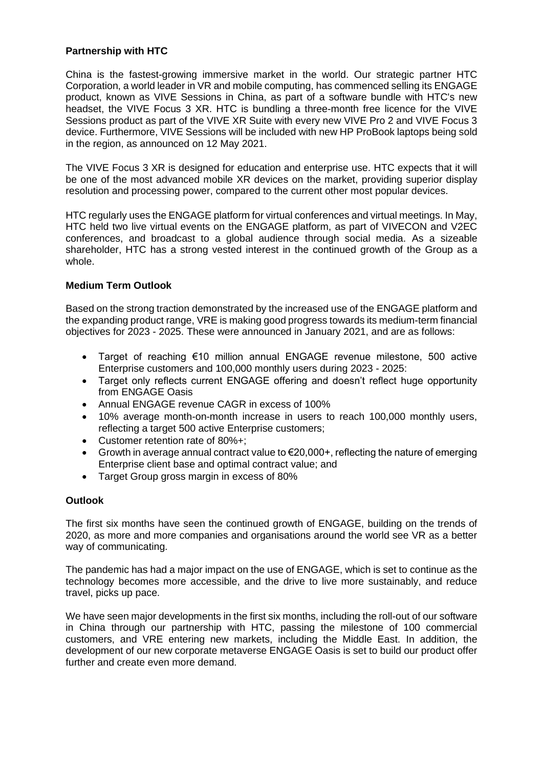**Partnership with HTC**

China is the fastest-growing immersive market in the world. Our strategic partner HTC Corporation, a world leader in VR and mobile computing, has commenced selling its ENGAGE product, known as VIVE Sessions in China, as part of a software bundle with HTC's new headset, the VIVE Focus 3 XR. HTC is bundling a three-month free licence for the VIVE Sessions product as part of the VIVE XR Suite with every new VIVE Pro 2 and VIVE Focus 3 device. Furthermore, VIVE Sessions will be included with new HP ProBook laptops being sold in the region, as announced on 12 May 2021.

The VIVE Focus 3 XR is designed for education and enterprise use. HTC expects that it will be one of the most advanced mobile XR devices on the market, providing superior display resolution and processing power, compared to the current other most popular devices.

HTC regularly uses the ENGAGE platform for virtual conferences and virtual meetings. In May, HTC held two live virtual events on the ENGAGE platform, as part of VIVECON and V2EC conferences, and broadcast to a global audience through social media. As a sizeable shareholder, HTC has a strong vested interest in the continued growth of the Group as a whole.

**Medium Term Outlook**

Based on the strong traction demonstrated by the increased use of the ENGAGE platform and the expanding product range, VRE is making good progress towards its medium-term financial objectives for 2023 - 2025. These were announced in January 2021, and are as follows:

- Target of reaching €10 million annual ENGAGE revenue milestone, 500 active Enterprise customers and 100,000 monthly users during 2023 - 2025:
- Target only reflects current ENGAGE offering and doesn't reflect huge opportunity from ENGAGE Oasis
- Annual ENGAGE revenue CAGR in excess of 100%
- 10% average month-on-month increase in users to reach 100,000 monthly users, reflecting a target 500 active Enterprise customers;
- Customer retention rate of 80%+;
- Growth in average annual contract value to €20,000+, reflecting the nature of emerging Enterprise client base and optimal contract value; and
- Target Group gross margin in excess of 80%

**Outlook**

The first six months have seen the continued growth of ENGAGE, building on the trends of 2020, as more and more companies and organisations around the world see VR as a better way of communicating.

The pandemic has had a major impact on the use of ENGAGE, which is set to continue as the technology becomes more accessible, and the drive to live more sustainably, and reduce travel, picks up pace.

We have seen major developments in the first six months, including the roll-out of our software in China through our partnership with HTC, passing the milestone of 100 commercial customers, and VRE entering new markets, including the Middle East. In addition, the development of our new corporate metaverse ENGAGE Oasis is set to build our product offer further and create even more demand.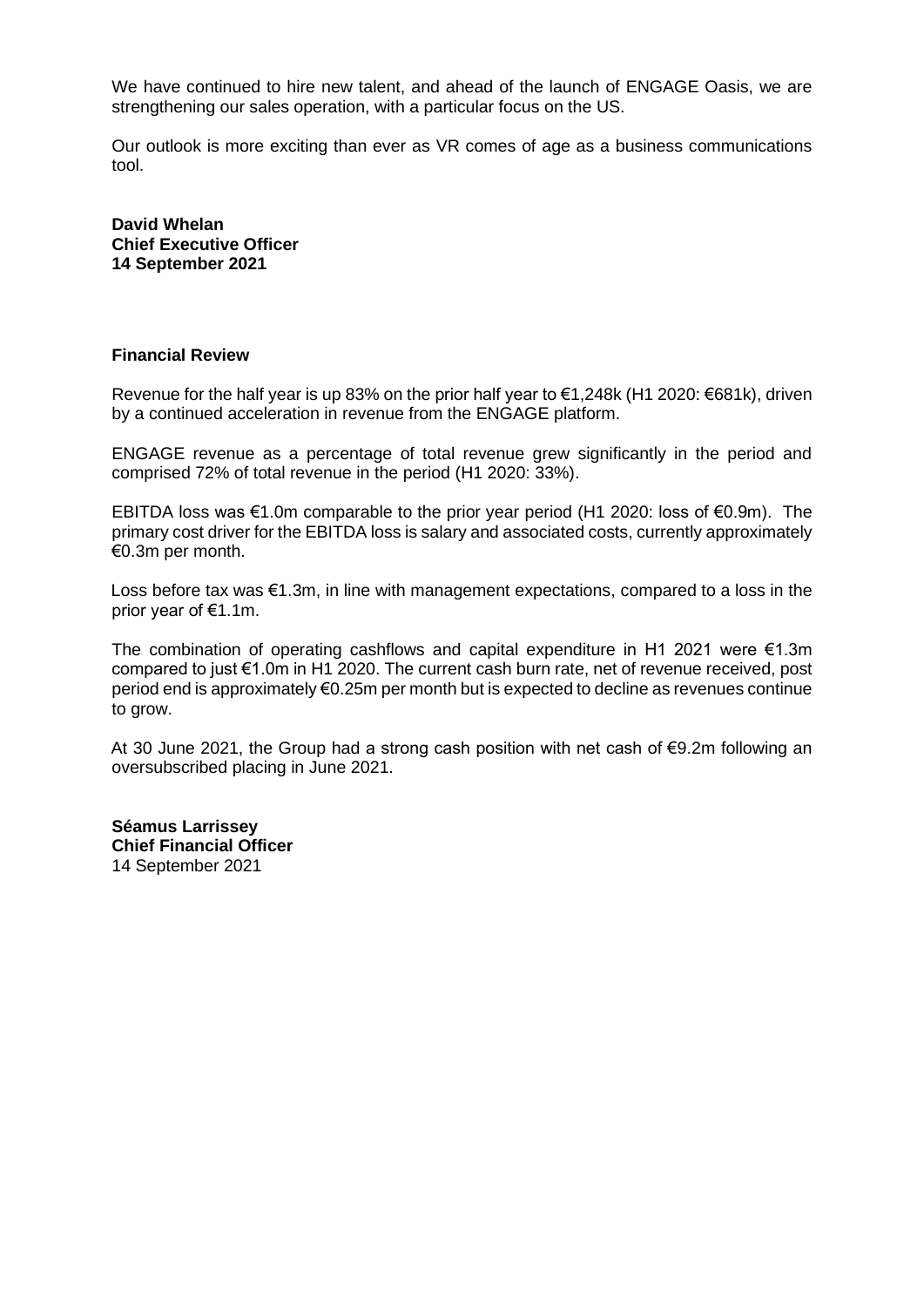We have continued to hire new talent, and ahead of the launch of ENGAGE Oasis, we are strengthening our sales operation, with a particular focus on the US.

Our outlook is more exciting than ever as VR comes of age as a business communications tool.

**David Whelan**
**Chief Executive Officer**
**14 September 2021**

**Financial Review**

Revenue for the half year is up 83% on the prior half year to €1,248k (H1 2020: €681k), driven by a continued acceleration in revenue from the ENGAGE platform.

ENGAGE revenue as a percentage of total revenue grew significantly in the period and comprised 72% of total revenue in the period (H1 2020: 33%).

EBITDA loss was €1.0m comparable to the prior year period (H1 2020: loss of €0.9m). The primary cost driver for the EBITDA loss is salary and associated costs, currently approximately €0.3m per month.

Loss before tax was €1.3m, in line with management expectations, compared to a loss in the prior year of €1.1m.

The combination of operating cashflows and capital expenditure in H1 2021 were €1.3m compared to just €1.0m in H1 2020. The current cash burn rate, net of revenue received, post period end is approximately €0.25m per month but is expected to decline as revenues continue to grow.

At 30 June 2021, the Group had a strong cash position with net cash of €9.2m following an oversubscribed placing in June 2021.

**Séamus Larrissey**
**Chief Financial Officer**
14 September 2021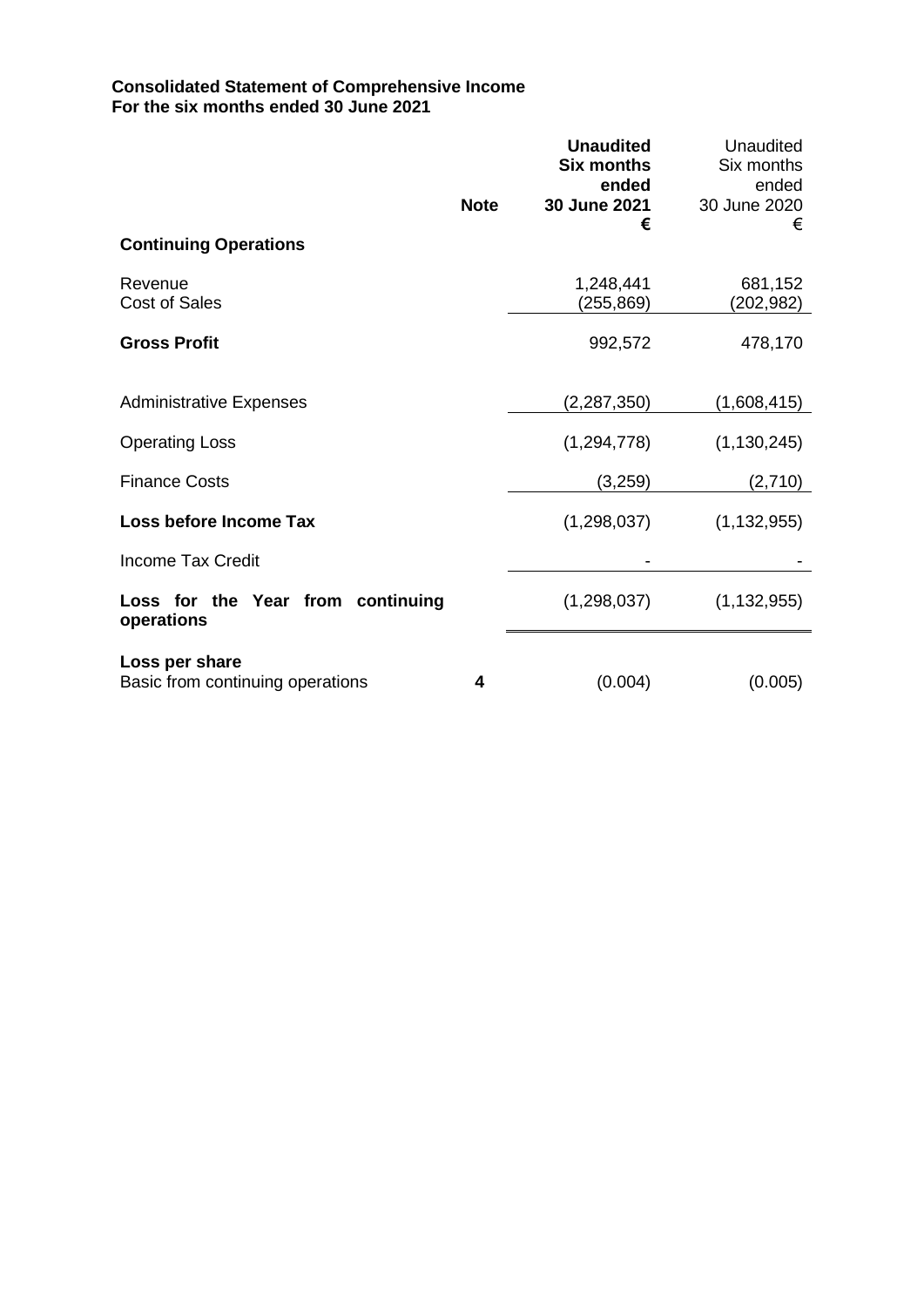**Consolidated Statement of Comprehensive Income**
**For the six months ended 30 June 2021**

| | Note | **Unaudited Six months ended 30 June 2021 €** | Unaudited Six months ended 30 June 2020 € |
|---|---|---|---|
| **Continuing Operations** | | | |
| Revenue | | 1,248,441 | 681,152 |
| Cost of Sales | | (255,869) | (202,982) |
| **Gross Profit** | | 992,572 | 478,170 |
| Administrative Expenses | | (2,287,350) | (1,608,415) |
| Operating Loss | | (1,294,778) | (1,130,245) |
| Finance Costs | | (3,259) | (2,710) |
| **Loss before Income Tax** | | (1,298,037) | (1,132,955) |
| Income Tax Credit | | - | - |
| **Loss for the Year from continuing operations** | | (1,298,037) | (1,132,955) |
| **Loss per share** | | | |
| Basic from continuing operations | **4** | (0.004) | (0.005) |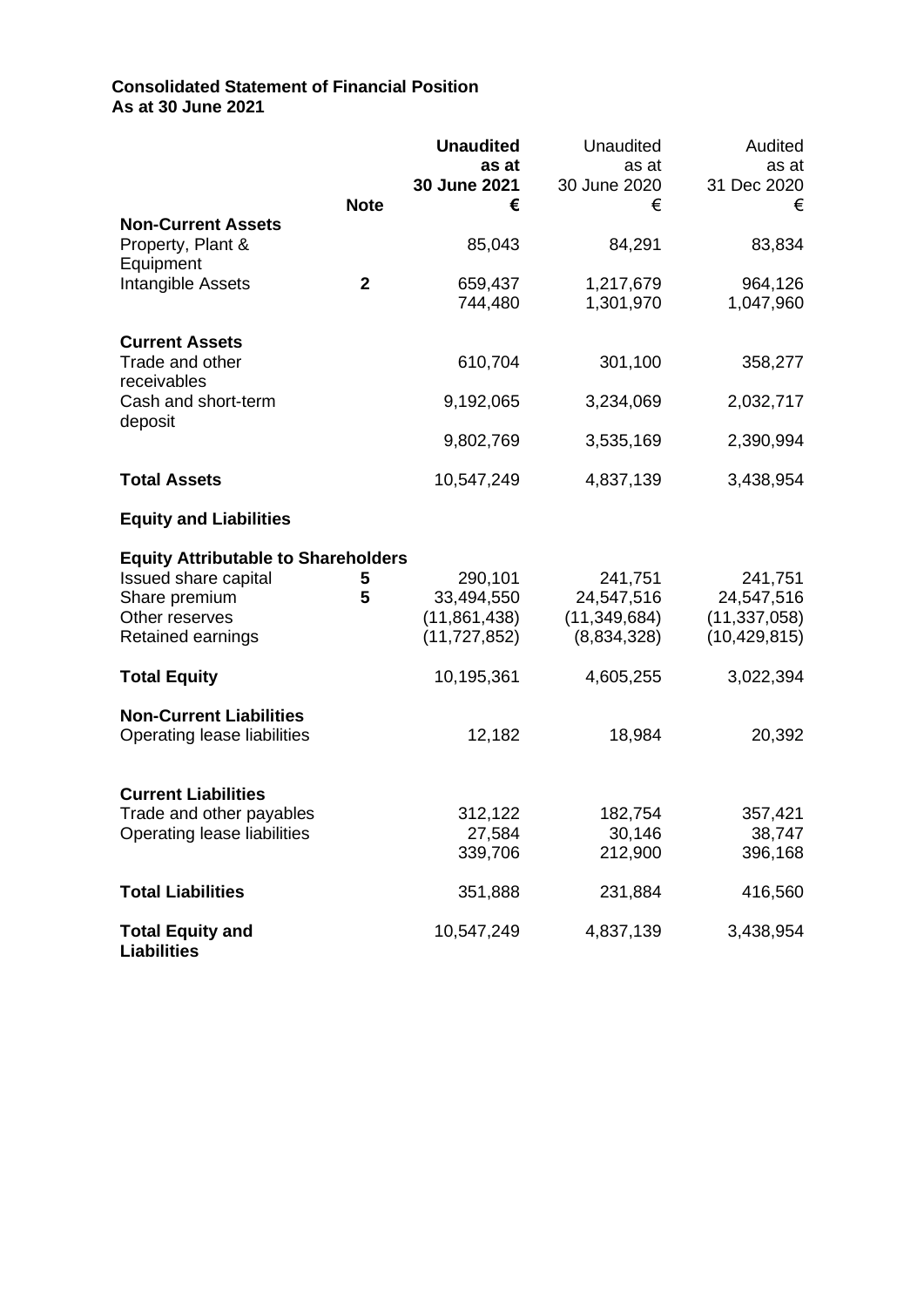**Consolidated Statement of Financial Position**
**As at 30 June 2021**

| | Note | **Unaudited as at 30 June 2021 €** | Unaudited as at 30 June 2020 € | Audited as at 31 Dec 2020 € |
|---|---|---|---|---|
| **Non-Current Assets** | | | | |
| Property, Plant & Equipment | | 85,043 | 84,291 | 83,834 |
| Intangible Assets | **2** | 659,437 | 1,217,679 | 964,126 |
| | | 744,480 | 1,301,970 | 1,047,960 |
| **Current Assets** | | | | |
| Trade and other receivables | | 610,704 | 301,100 | 358,277 |
| Cash and short-term deposit | | 9,192,065 | 3,234,069 | 2,032,717 |
| | | 9,802,769 | 3,535,169 | 2,390,994 |
| **Total Assets** | | 10,547,249 | 4,837,139 | 3,438,954 |
| **Equity and Liabilities** | | | | |
| **Equity Attributable to Shareholders** | | | | |
| Issued share capital | **5** | 290,101 | 241,751 | 241,751 |
| Share premium | **5** | 33,494,550 | 24,547,516 | 24,547,516 |
| Other reserves | | (11,861,438) | (11,349,684) | (11,337,058) |
| Retained earnings | | (11,727,852) | (8,834,328) | (10,429,815) |
| **Total Equity** | | 10,195,361 | 4,605,255 | 3,022,394 |
| **Non-Current Liabilities** | | | | |
| Operating lease liabilities | | 12,182 | 18,984 | 20,392 |
| **Current Liabilities** | | | | |
| Trade and other payables | | 312,122 | 182,754 | 357,421 |
| Operating lease liabilities | | 27,584 | 30,146 | 38,747 |
| | | 339,706 | 212,900 | 396,168 |
| **Total Liabilities** | | 351,888 | 231,884 | 416,560 |
| **Total Equity and Liabilities** | | 10,547,249 | 4,837,139 | 3,438,954 |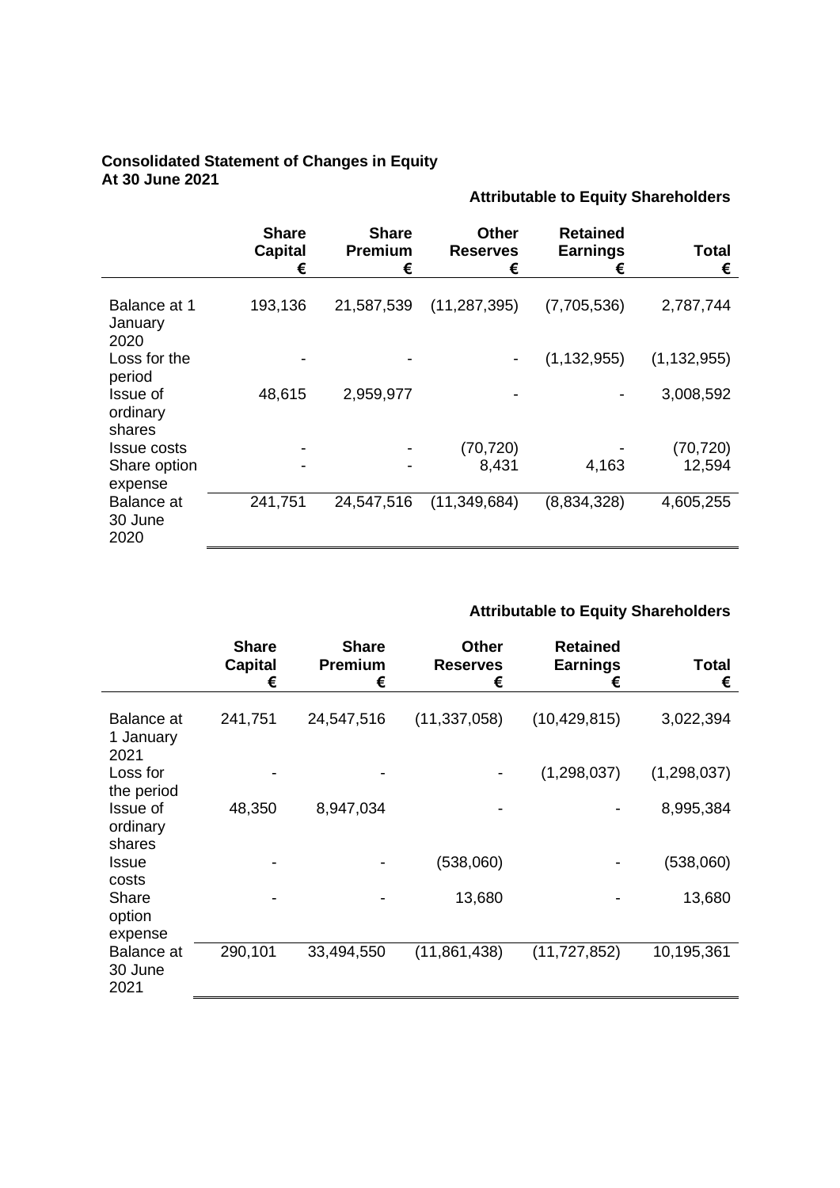**Consolidated Statement of Changes in Equity**
**At 30 June 2021**

| | Attributable to Equity Shareholders | | | | |
|---|---|---|---|---|---|
| | **Share Capital €** | **Share Premium €** | **Other Reserves €** | **Retained Earnings €** | **Total €** |
| Balance at 1 January 2020 | 193,136 | 21,587,539 | (11,287,395) | (7,705,536) | 2,787,744 |
| Loss for the period | - | - | - | (1,132,955) | (1,132,955) |
| Issue of ordinary shares | 48,615 | 2,959,977 | - | - | 3,008,592 |
| Issue costs | - | - | (70,720) | - | (70,720) |
| Share option expense | - | - | 8,431 | 4,163 | 12,594 |
| Balance at 30 June 2020 | 241,751 | 24,547,516 | (11,349,684) | (8,834,328) | 4,605,255 |

| | Attributable to Equity Shareholders | | | | |
|---|---|---|---|---|---|
| | **Share Capital €** | **Share Premium €** | **Other Reserves €** | **Retained Earnings €** | **Total €** |
| Balance at 1 January 2021 | 241,751 | 24,547,516 | (11,337,058) | (10,429,815) | 3,022,394 |
| Loss for the period | - | - | - | (1,298,037) | (1,298,037) |
| Issue of ordinary shares | 48,350 | 8,947,034 | - | - | 8,995,384 |
| Issue costs | - | - | (538,060) | - | (538,060) |
| Share option expense | - | - | 13,680 | - | 13,680 |
| Balance at 30 June 2021 | 290,101 | 33,494,550 | (11,861,438) | (11,727,852) | 10,195,361 |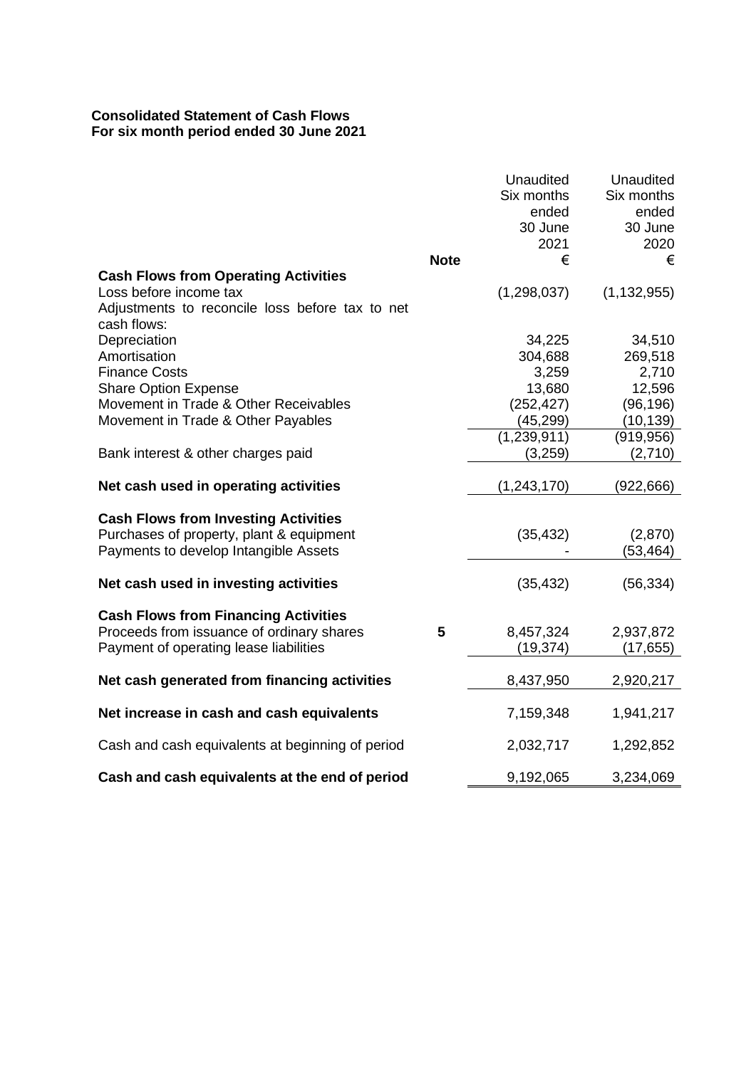**Consolidated Statement of Cash Flows**
**For six month period ended 30 June 2021**

| | Note | Unaudited Six months ended 30 June 2021 € | Unaudited Six months ended 30 June 2020 € |
|---|---|---|---|
| **Cash Flows from Operating Activities** | | | |
| Loss before income tax | | (1,298,037) | (1,132,955) |
| Adjustments to reconcile loss before tax to net cash flows: | | | |
| Depreciation | | 34,225 | 34,510 |
| Amortisation | | 304,688 | 269,518 |
| Finance Costs | | 3,259 | 2,710 |
| Share Option Expense | | 13,680 | 12,596 |
| Movement in Trade & Other Receivables | | (252,427) | (96,196) |
| Movement in Trade & Other Payables | | (45,299) | (10,139) |
| | | (1,239,911) | (919,956) |
| Bank interest & other charges paid | | (3,259) | (2,710) |
| **Net cash used in operating activities** | | (1,243,170) | (922,666) |
| **Cash Flows from Investing Activities** | | | |
| Purchases of property, plant & equipment | | (35,432) | (2,870) |
| Payments to develop Intangible Assets | | - | (53,464) |
| **Net cash used in investing activities** | | (35,432) | (56,334) |
| **Cash Flows from Financing Activities** | | | |
| Proceeds from issuance of ordinary shares | **5** | 8,457,324 | 2,937,872 |
| Payment of operating lease liabilities | | (19,374) | (17,655) |
| **Net cash generated from financing activities** | | 8,437,950 | 2,920,217 |
| **Net increase in cash and cash equivalents** | | 7,159,348 | 1,941,217 |
| Cash and cash equivalents at beginning of period | | 2,032,717 | 1,292,852 |
| **Cash and cash equivalents at the end of period** | | 9,192,065 | 3,234,069 |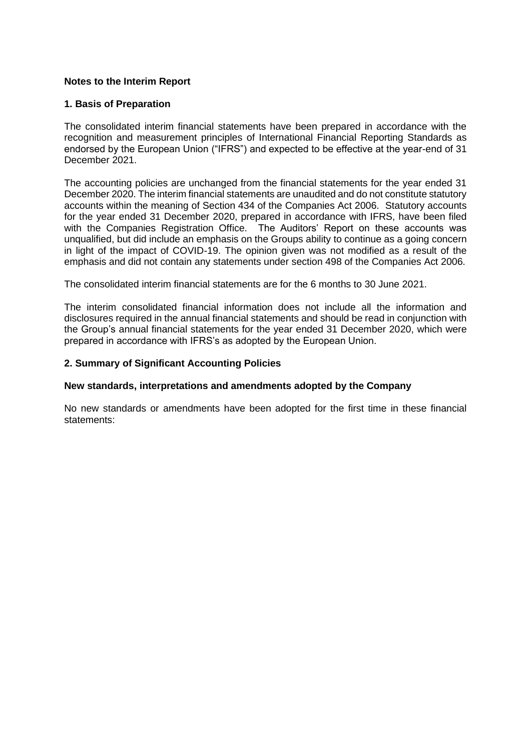**Notes to the Interim Report**

**1. Basis of Preparation**

The consolidated interim financial statements have been prepared in accordance with the recognition and measurement principles of International Financial Reporting Standards as endorsed by the European Union ("IFRS") and expected to be effective at the year-end of 31 December 2021.

The accounting policies are unchanged from the financial statements for the year ended 31 December 2020. The interim financial statements are unaudited and do not constitute statutory accounts within the meaning of Section 434 of the Companies Act 2006. Statutory accounts for the year ended 31 December 2020, prepared in accordance with IFRS, have been filed with the Companies Registration Office. The Auditors' Report on these accounts was unqualified, but did include an emphasis on the Groups ability to continue as a going concern in light of the impact of COVID-19. The opinion given was not modified as a result of the emphasis and did not contain any statements under section 498 of the Companies Act 2006.

The consolidated interim financial statements are for the 6 months to 30 June 2021.

The interim consolidated financial information does not include all the information and disclosures required in the annual financial statements and should be read in conjunction with the Group's annual financial statements for the year ended 31 December 2020, which were prepared in accordance with IFRS's as adopted by the European Union.

**2. Summary of Significant Accounting Policies**

**New standards, interpretations and amendments adopted by the Company**

No new standards or amendments have been adopted for the first time in these financial statements: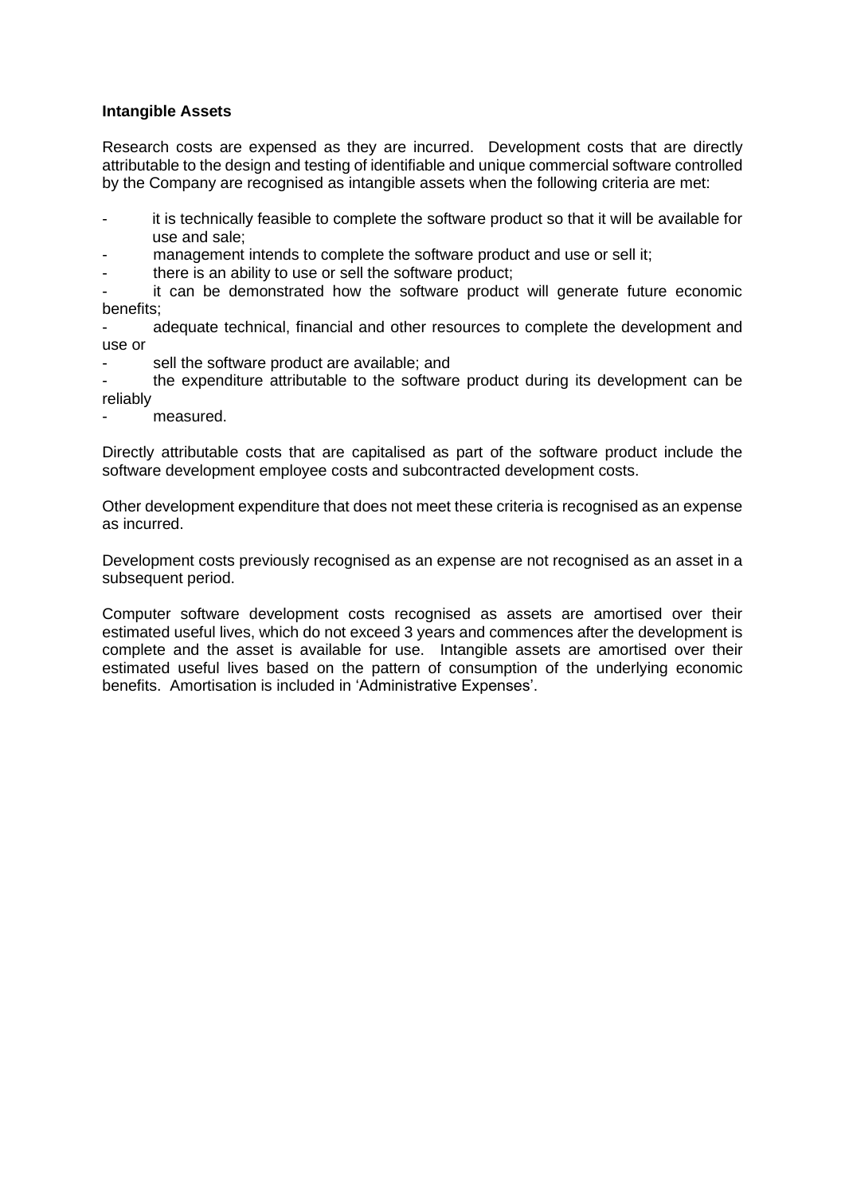**Intangible Assets**

Research costs are expensed as they are incurred. Development costs that are directly attributable to the design and testing of identifiable and unique commercial software controlled by the Company are recognised as intangible assets when the following criteria are met:

- it is technically feasible to complete the software product so that it will be available for use and sale;
- management intends to complete the software product and use or sell it;
- there is an ability to use or sell the software product;
- it can be demonstrated how the software product will generate future economic benefits;
- adequate technical, financial and other resources to complete the development and use or
- sell the software product are available; and
- the expenditure attributable to the software product during its development can be reliably
- measured.

Directly attributable costs that are capitalised as part of the software product include the software development employee costs and subcontracted development costs.

Other development expenditure that does not meet these criteria is recognised as an expense as incurred.

Development costs previously recognised as an expense are not recognised as an asset in a subsequent period.

Computer software development costs recognised as assets are amortised over their estimated useful lives, which do not exceed 3 years and commences after the development is complete and the asset is available for use. Intangible assets are amortised over their estimated useful lives based on the pattern of consumption of the underlying economic benefits. Amortisation is included in 'Administrative Expenses'.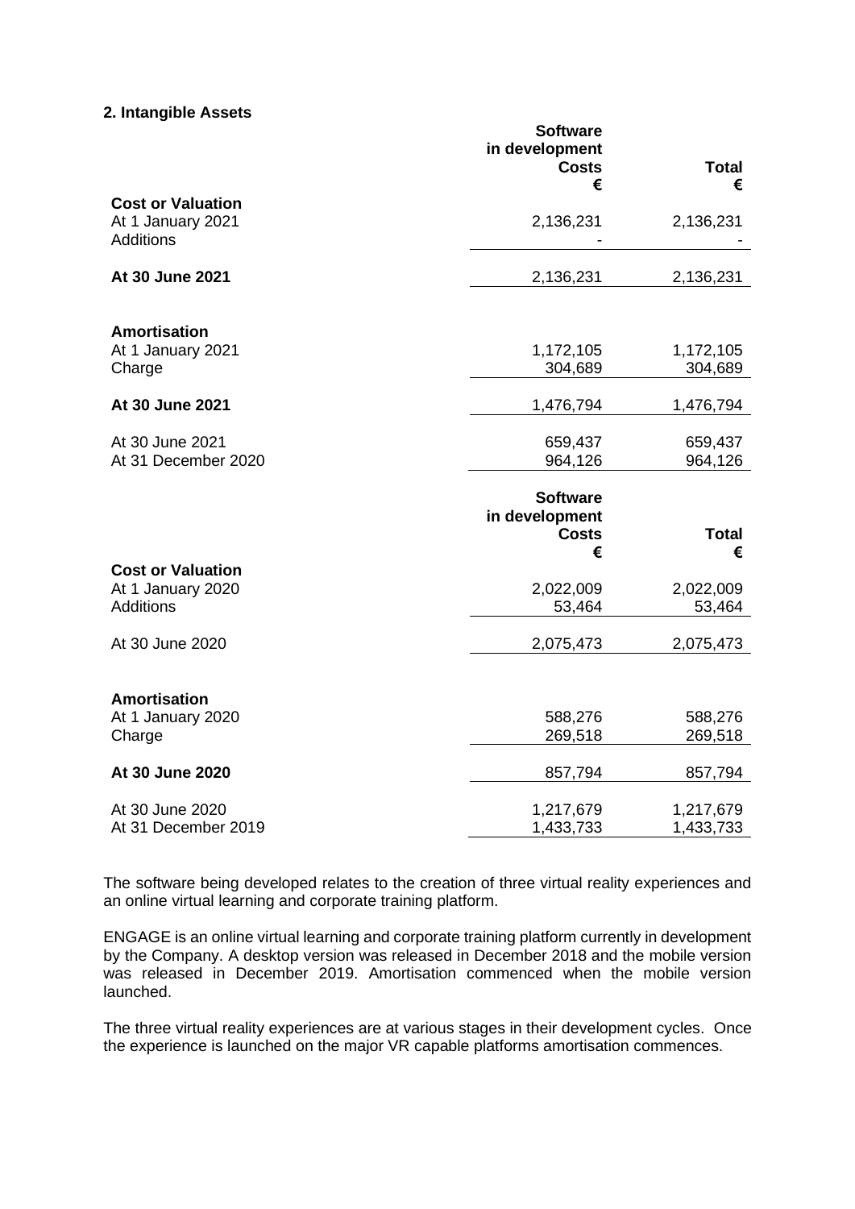## 2. Intangible Assets

| | Software in development Costs € | Total € |
|---|---|---|
| **Cost or Valuation** | | |
| At 1 January 2021 | 2,136,231 | 2,136,231 |
| Additions | - | - |
| **At 30 June 2021** | 2,136,231 | 2,136,231 |
| | | |
| **Amortisation** | | |
| At 1 January 2021 | 1,172,105 | 1,172,105 |
| Charge | 304,689 | 304,689 |
| **At 30 June 2021** | 1,476,794 | 1,476,794 |
| | | |
| At 30 June 2021 | 659,437 | 659,437 |
| At 31 December 2020 | 964,126 | 964,126 |

| | Software in development Costs € | Total € |
|---|---|---|
| **Cost or Valuation** | | |
| At 1 January 2020 | 2,022,009 | 2,022,009 |
| Additions | 53,464 | 53,464 |
| At 30 June 2020 | 2,075,473 | 2,075,473 |
| | | |
| **Amortisation** | | |
| At 1 January 2020 | 588,276 | 588,276 |
| Charge | 269,518 | 269,518 |
| **At 30 June 2020** | 857,794 | 857,794 |
| | | |
| At 30 June 2020 | 1,217,679 | 1,217,679 |
| At 31 December 2019 | 1,433,733 | 1,433,733 |

The software being developed relates to the creation of three virtual reality experiences and an online virtual learning and corporate training platform.

ENGAGE is an online virtual learning and corporate training platform currently in development by the Company. A desktop version was released in December 2018 and the mobile version was released in December 2019. Amortisation commenced when the mobile version launched.

The three virtual reality experiences are at various stages in their development cycles. Once the experience is launched on the major VR capable platforms amortisation commences.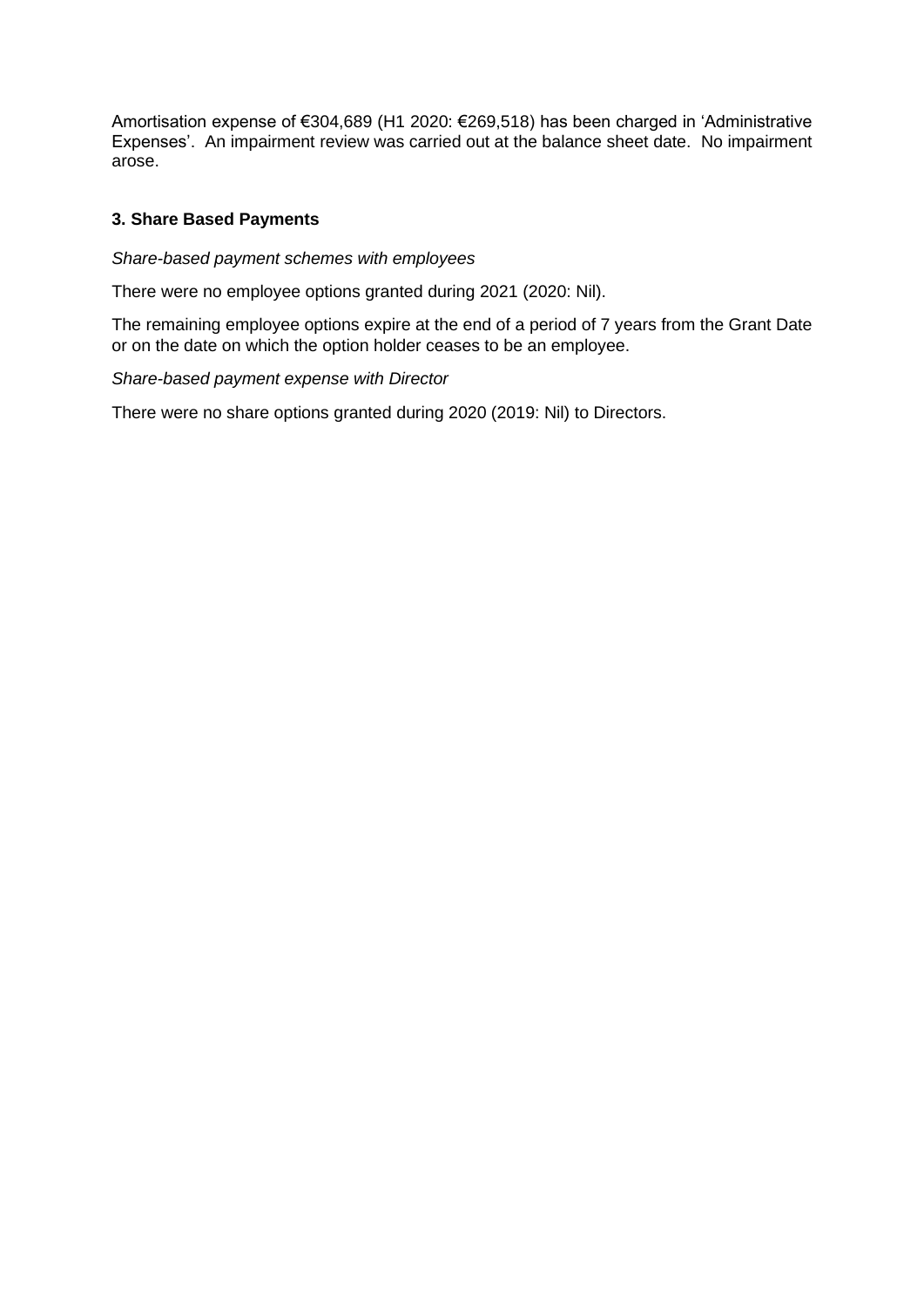Amortisation expense of €304,689 (H1 2020: €269,518) has been charged in 'Administrative Expenses'. An impairment review was carried out at the balance sheet date. No impairment arose.

### 3. Share Based Payments

*Share-based payment schemes with employees*

There were no employee options granted during 2021 (2020: Nil).

The remaining employee options expire at the end of a period of 7 years from the Grant Date or on the date on which the option holder ceases to be an employee.

*Share-based payment expense with Director*

There were no share options granted during 2020 (2019: Nil) to Directors.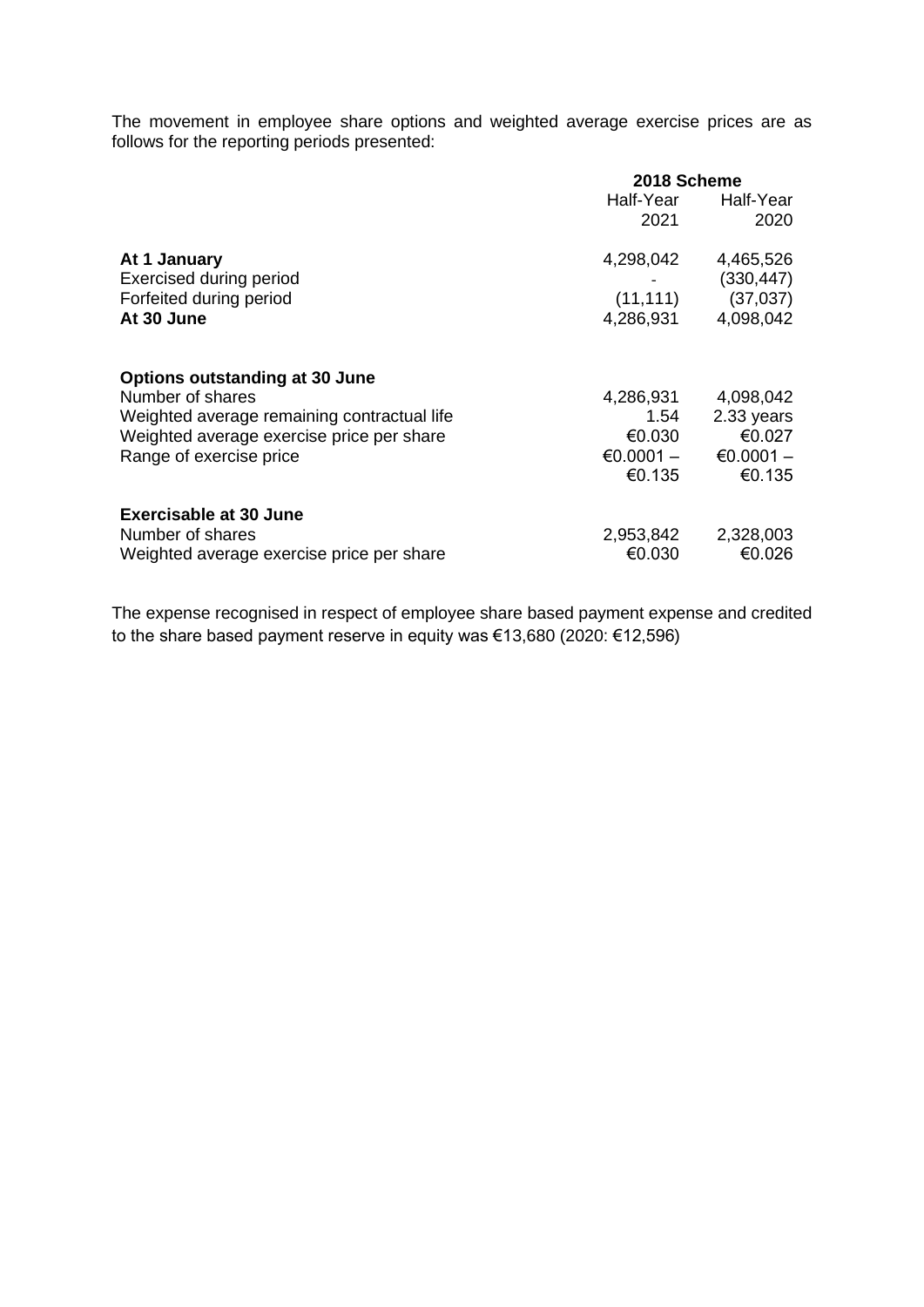The movement in employee share options and weighted average exercise prices are as follows for the reporting periods presented:

| | 2018 Scheme | |
|---|---|---|
| | Half-Year 2021 | Half-Year 2020 |
| **At 1 January** | 4,298,042 | 4,465,526 |
| Exercised during period | - | (330,447) |
| Forfeited during period | (11,111) | (37,037) |
| **At 30 June** | 4,286,931 | 4,098,042 |
| | | |
| **Options outstanding at 30 June** | | |
| Number of shares | 4,286,931 | 4,098,042 |
| Weighted average remaining contractual life | 1.54 | 2.33 years |
| Weighted average exercise price per share | €0.030 | €0.027 |
| Range of exercise price | €0.0001 – €0.135 | €0.0001 – €0.135 |
| | | |
| **Exercisable at 30 June** | | |
| Number of shares | 2,953,842 | 2,328,003 |
| Weighted average exercise price per share | €0.030 | €0.026 |

The expense recognised in respect of employee share based payment expense and credited to the share based payment reserve in equity was €13,680 (2020: €12,596)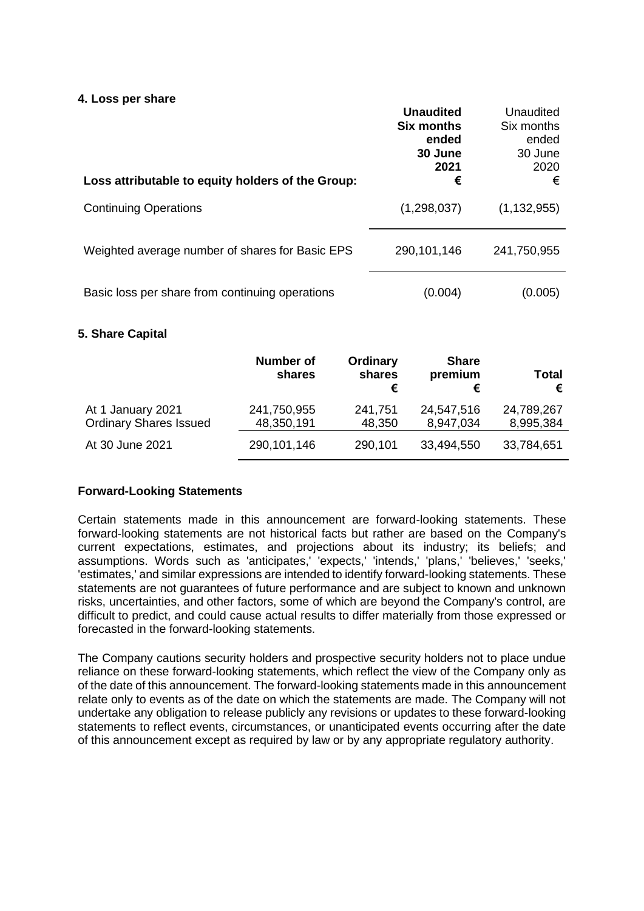### 4. Loss per share

| Loss attributable to equity holders of the Group: | **Unaudited Six months ended 30 June 2021 €** | Unaudited Six months ended 30 June 2020 € |
|---|---|---|
| Continuing Operations | (1,298,037) | (1,132,955) |
| Weighted average number of shares for Basic EPS | 290,101,146 | 241,750,955 |
| Basic loss per share from continuing operations | (0.004) | (0.005) |

### 5. Share Capital

| | **Number of shares** | **Ordinary shares €** | **Share premium €** | **Total €** |
|---|---|---|---|---|
| At 1 January 2021 | 241,750,955 | 241,751 | 24,547,516 | 24,789,267 |
| Ordinary Shares Issued | 48,350,191 | 48,350 | 8,947,034 | 8,995,384 |
| At 30 June 2021 | 290,101,146 | 290,101 | 33,494,550 | 33,784,651 |

**Forward-Looking Statements**

Certain statements made in this announcement are forward-looking statements. These forward-looking statements are not historical facts but rather are based on the Company's current expectations, estimates, and projections about its industry; its beliefs; and assumptions. Words such as 'anticipates,' 'expects,' 'intends,' 'plans,' 'believes,' 'seeks,' 'estimates,' and similar expressions are intended to identify forward-looking statements. These statements are not guarantees of future performance and are subject to known and unknown risks, uncertainties, and other factors, some of which are beyond the Company's control, are difficult to predict, and could cause actual results to differ materially from those expressed or forecasted in the forward-looking statements.

The Company cautions security holders and prospective security holders not to place undue reliance on these forward-looking statements, which reflect the view of the Company only as of the date of this announcement. The forward-looking statements made in this announcement relate only to events as of the date on which the statements are made. The Company will not undertake any obligation to release publicly any revisions or updates to these forward-looking statements to reflect events, circumstances, or unanticipated events occurring after the date of this announcement except as required by law or by any appropriate regulatory authority.